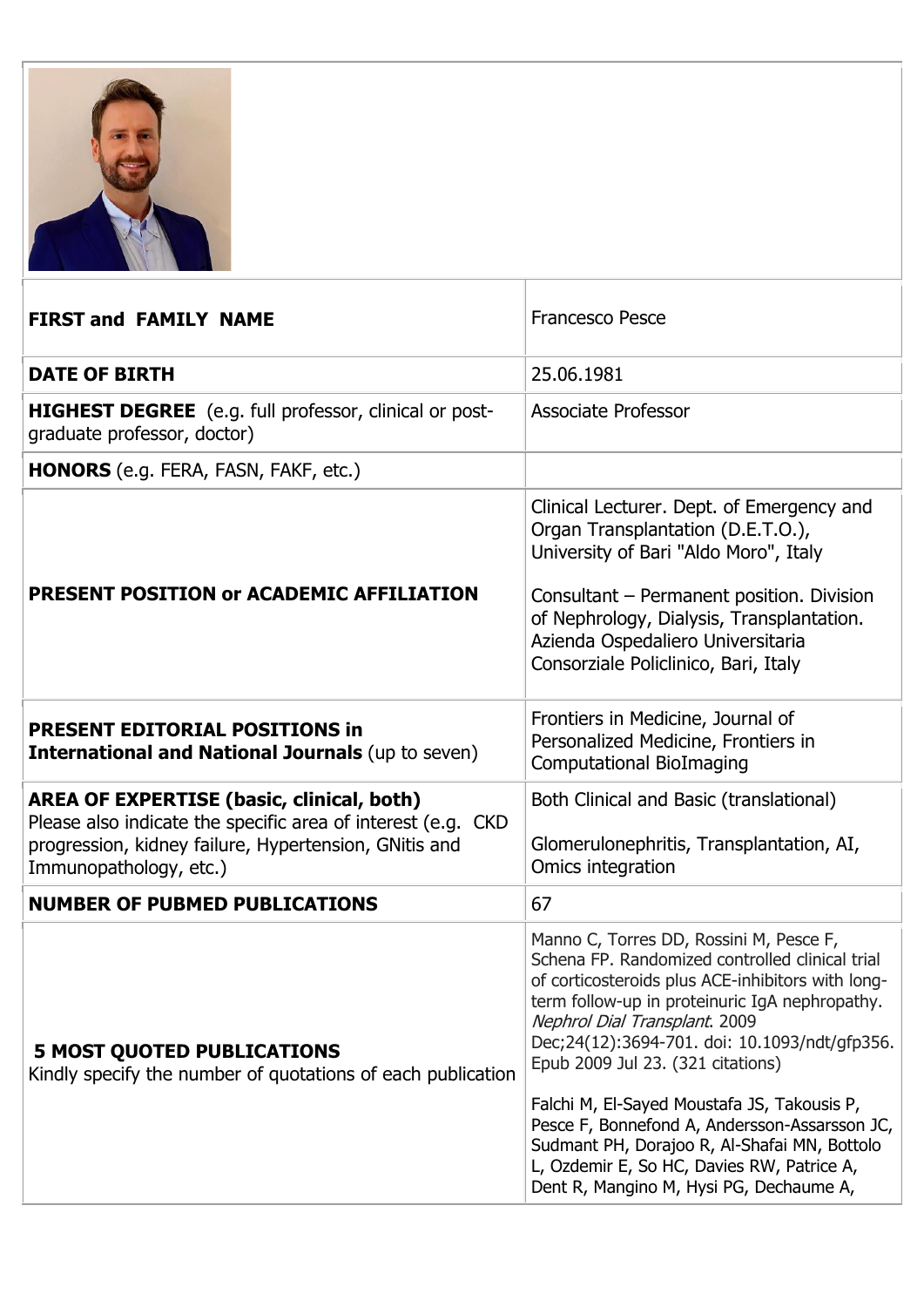| | |
|---|---|
| **FIRST and FAMILY NAME** | Francesco Pesce |
| **DATE OF BIRTH** | 25.06.1981 |
| **HIGHEST DEGREE** (e.g. full professor, clinical or post-graduate professor, doctor) | Associate Professor |
| **HONORS** (e.g. FERA, FASN, FAKF, etc.) | |
| **PRESENT POSITION or ACADEMIC AFFILIATION** | Clinical Lecturer. Dept. of Emergency and Organ Transplantation (D.E.T.O.), University of Bari "Aldo Moro", Italy<br><br>Consultant – Permanent position. Division of Nephrology, Dialysis, Transplantation. Azienda Ospedaliero Universitaria Consorziale Policlinico, Bari, Italy |
| **PRESENT EDITORIAL POSITIONS in International and National Journals** (up to seven) | Frontiers in Medicine, Journal of Personalized Medicine, Frontiers in Computational BioImaging |
| **AREA OF EXPERTISE (basic, clinical, both)**<br>Please also indicate the specific area of interest (e.g. CKD progression, kidney failure, Hypertension, GNitis and Immunopathology, etc.) | Both Clinical and Basic (translational)<br><br>Glomerulonephritis, Transplantation, AI, Omics integration |
| **NUMBER OF PUBMED PUBLICATIONS** | 67 |
| **5 MOST QUOTED PUBLICATIONS**<br>Kindly specify the number of quotations of each publication | Manno C, Torres DD, Rossini M, Pesce F, Schena FP. Randomized controlled clinical trial of corticosteroids plus ACE-inhibitors with long-term follow-up in proteinuric IgA nephropathy. *Nephrol Dial Transplant*. 2009 Dec;24(12):3694-701. doi: 10.1093/ndt/gfp356. Epub 2009 Jul 23. (321 citations)<br><br>Falchi M, El-Sayed Moustafa JS, Takousis P, Pesce F, Bonnefond A, Andersson-Assarsson JC, Sudmant PH, Dorajoo R, Al-Shafai MN, Bottolo L, Ozdemir E, So HC, Davies RW, Patrice A, Dent R, Mangino M, Hysi PG, Dechaume A, |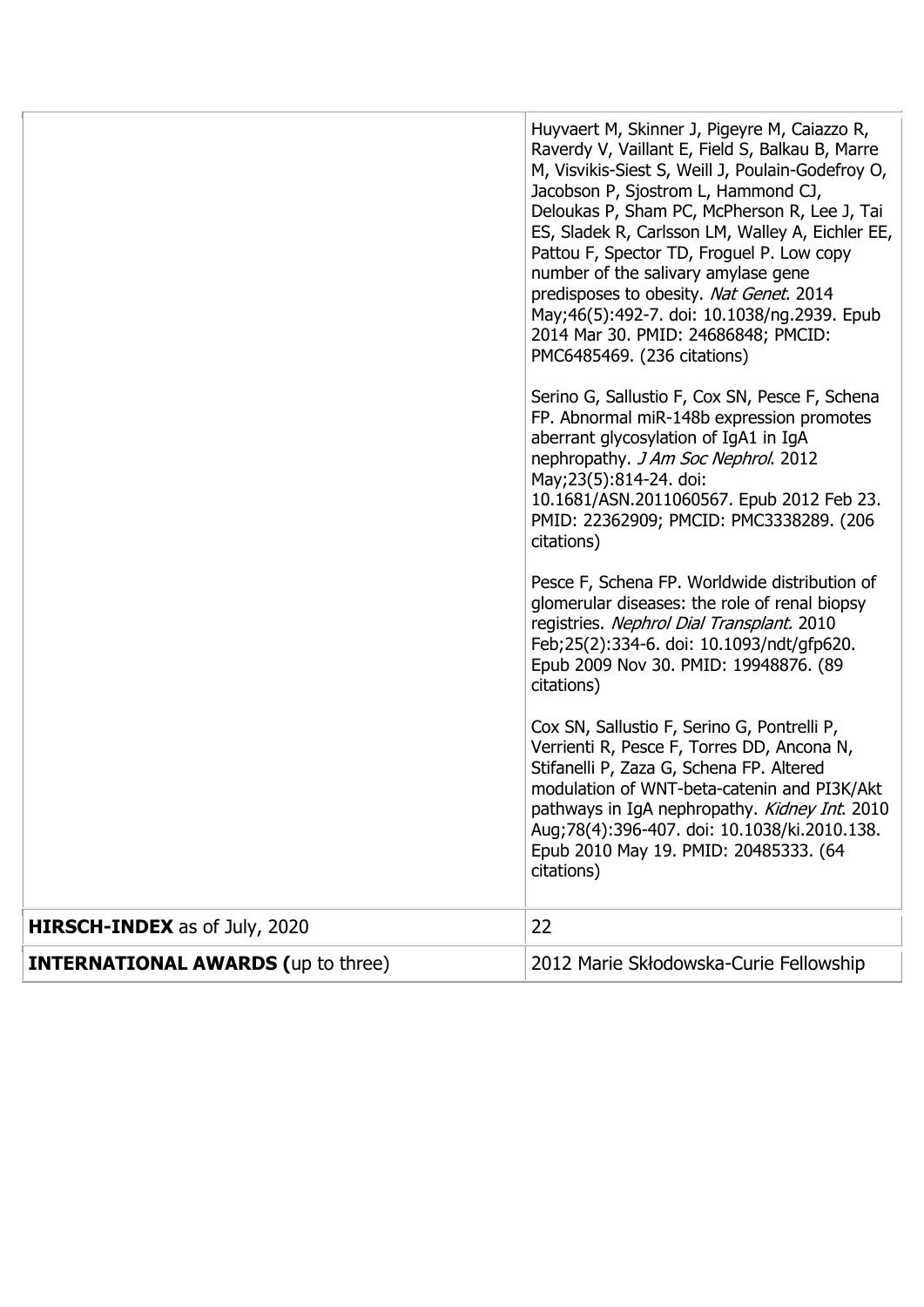| | |
|---|---|
| | Huyvaert M, Skinner J, Pigeyre M, Caiazzo R, Raverdy V, Vaillant E, Field S, Balkau B, Marre M, Visvikis-Siest S, Weill J, Poulain-Godefroy O, Jacobson P, Sjostrom L, Hammond CJ, Deloukas P, Sham PC, McPherson R, Lee J, Tai ES, Sladek R, Carlsson LM, Walley A, Eichler EE, Pattou F, Spector TD, Froguel P. Low copy number of the salivary amylase gene predisposes to obesity. *Nat Genet*. 2014 May;46(5):492-7. doi: 10.1038/ng.2939. Epub 2014 Mar 30. PMID: 24686848; PMCID: PMC6485469. (236 citations)<br><br>Serino G, Sallustio F, Cox SN, Pesce F, Schena FP. Abnormal miR-148b expression promotes aberrant glycosylation of IgA1 in IgA nephropathy. *J Am Soc Nephrol*. 2012 May;23(5):814-24. doi: 10.1681/ASN.2011060567. Epub 2012 Feb 23. PMID: 22362909; PMCID: PMC3338289. (206 citations)<br><br>Pesce F, Schena FP. Worldwide distribution of glomerular diseases: the role of renal biopsy registries. *Nephrol Dial Transplant.* 2010 Feb;25(2):334-6. doi: 10.1093/ndt/gfp620. Epub 2009 Nov 30. PMID: 19948876. (89 citations)<br><br>Cox SN, Sallustio F, Serino G, Pontrelli P, Verrienti R, Pesce F, Torres DD, Ancona N, Stifanelli P, Zaza G, Schena FP. Altered modulation of WNT-beta-catenin and PI3K/Akt pathways in IgA nephropathy. *Kidney Int*. 2010 Aug;78(4):396-407. doi: 10.1038/ki.2010.138. Epub 2010 May 19. PMID: 20485333. (64 citations) |
| **HIRSCH-INDEX** as of July, 2020 | 22 |
| **INTERNATIONAL AWARDS (**up to three) | 2012 Marie Skłodowska-Curie Fellowship |